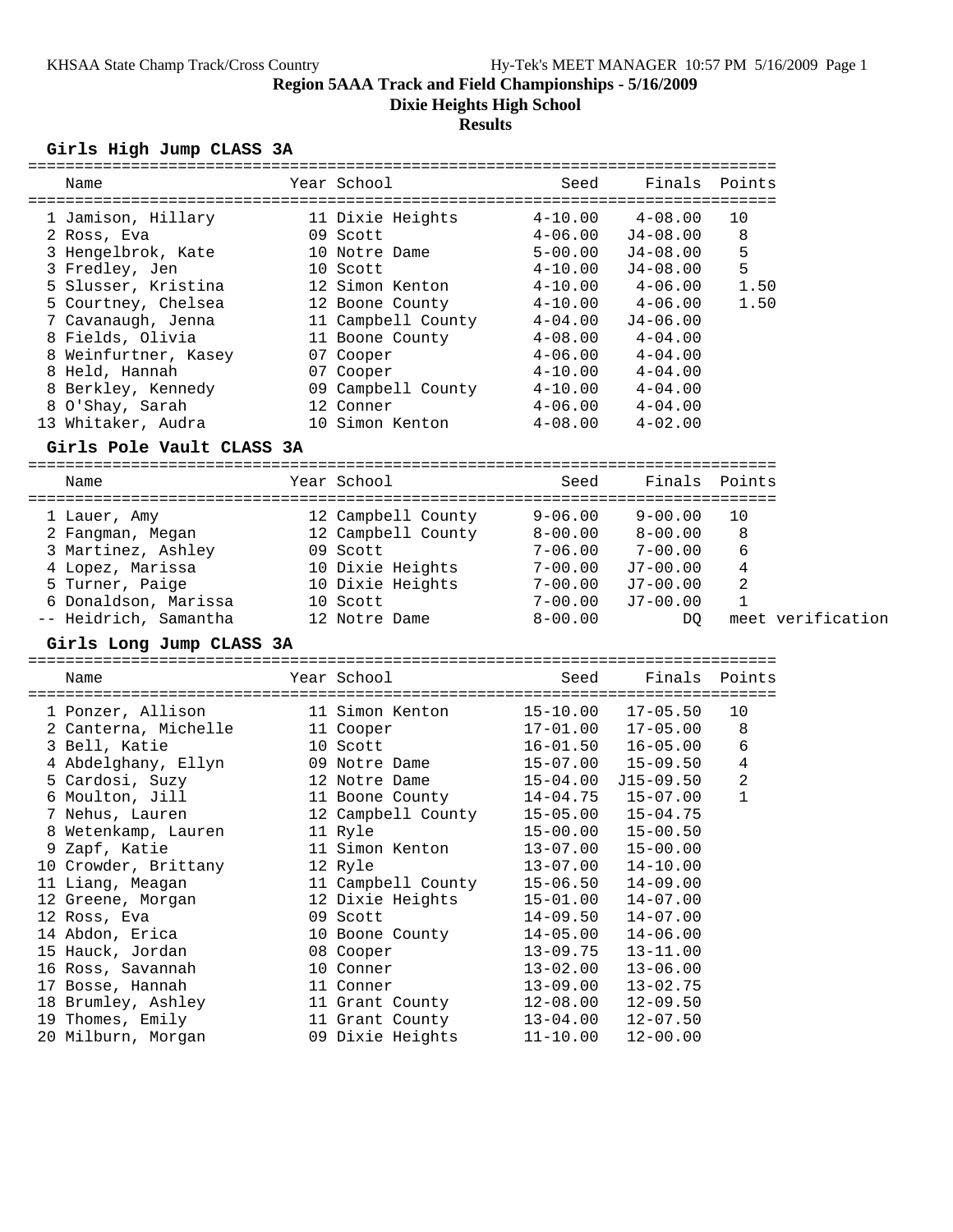# Region 5AAA Track and Field Championships - 5/16/2009

## Dixie Heights High School

## Results

### Girls High Jump CLASS 3A

| Place | Name | Year | School | Seed | Finals | Points |
|---|---|---|---|---|---|---|
| 1 | Jamison, Hillary | 11 | Dixie Heights | 4-10.00 | 4-08.00 | 10 |
| 2 | Ross, Eva | 09 | Scott | 4-06.00 | J4-08.00 | 8 |
| 3 | Hengelbrok, Kate | 10 | Notre Dame | 5-00.00 | J4-08.00 | 5 |
| 3 | Fredley, Jen | 10 | Scott | 4-10.00 | J4-08.00 | 5 |
| 5 | Slusser, Kristina | 12 | Simon Kenton | 4-10.00 | 4-06.00 | 1.50 |
| 5 | Courtney, Chelsea | 12 | Boone County | 4-10.00 | 4-06.00 | 1.50 |
| 7 | Cavanaugh, Jenna | 11 | Campbell County | 4-04.00 | J4-06.00 | |
| 8 | Fields, Olivia | 11 | Boone County | 4-08.00 | 4-04.00 | |
| 8 | Weinfurtner, Kasey | 07 | Cooper | 4-06.00 | 4-04.00 | |
| 8 | Held, Hannah | 07 | Cooper | 4-10.00 | 4-04.00 | |
| 8 | Berkley, Kennedy | 09 | Campbell County | 4-10.00 | 4-04.00 | |
| 8 | O'Shay, Sarah | 12 | Conner | 4-06.00 | 4-04.00 | |
| 13 | Whitaker, Audra | 10 | Simon Kenton | 4-08.00 | 4-02.00 | |

### Girls Pole Vault CLASS 3A

| Place | Name | Year | School | Seed | Finals | Points |
|---|---|---|---|---|---|---|
| 1 | Lauer, Amy | 12 | Campbell County | 9-06.00 | 9-00.00 | 10 |
| 2 | Fangman, Megan | 12 | Campbell County | 8-00.00 | 8-00.00 | 8 |
| 3 | Martinez, Ashley | 09 | Scott | 7-06.00 | 7-00.00 | 6 |
| 4 | Lopez, Marissa | 10 | Dixie Heights | 7-00.00 | J7-00.00 | 4 |
| 5 | Turner, Paige | 10 | Dixie Heights | 7-00.00 | J7-00.00 | 2 |
| 6 | Donaldson, Marissa | 10 | Scott | 7-00.00 | J7-00.00 | 1 |
| -- | Heidrich, Samantha | 12 | Notre Dame | 8-00.00 | DQ | meet verification |

### Girls Long Jump CLASS 3A

| Place | Name | Year | School | Seed | Finals | Points |
|---|---|---|---|---|---|---|
| 1 | Ponzer, Allison | 11 | Simon Kenton | 15-10.00 | 17-05.50 | 10 |
| 2 | Canterna, Michelle | 11 | Cooper | 17-01.00 | 17-05.00 | 8 |
| 3 | Bell, Katie | 10 | Scott | 16-01.50 | 16-05.00 | 6 |
| 4 | Abdelghany, Ellyn | 09 | Notre Dame | 15-07.00 | 15-09.50 | 4 |
| 5 | Cardosi, Suzy | 12 | Notre Dame | 15-04.00 | J15-09.50 | 2 |
| 6 | Moulton, Jill | 11 | Boone County | 14-04.75 | 15-07.00 | 1 |
| 7 | Nehus, Lauren | 12 | Campbell County | 15-05.00 | 15-04.75 | |
| 8 | Wetenkamp, Lauren | 11 | Ryle | 15-00.00 | 15-00.50 | |
| 9 | Zapf, Katie | 11 | Simon Kenton | 13-07.00 | 15-00.00 | |
| 10 | Crowder, Brittany | 12 | Ryle | 13-07.00 | 14-10.00 | |
| 11 | Liang, Meagan | 11 | Campbell County | 15-06.50 | 14-09.00 | |
| 12 | Greene, Morgan | 12 | Dixie Heights | 15-01.00 | 14-07.00 | |
| 12 | Ross, Eva | 09 | Scott | 14-09.50 | 14-07.00 | |
| 14 | Abdon, Erica | 10 | Boone County | 14-05.00 | 14-06.00 | |
| 15 | Hauck, Jordan | 08 | Cooper | 13-09.75 | 13-11.00 | |
| 16 | Ross, Savannah | 10 | Conner | 13-02.00 | 13-06.00 | |
| 17 | Bosse, Hannah | 11 | Conner | 13-09.00 | 13-02.75 | |
| 18 | Brumley, Ashley | 11 | Grant County | 12-08.00 | 12-09.50 | |
| 19 | Thomes, Emily | 11 | Grant County | 13-04.00 | 12-07.50 | |
| 20 | Milburn, Morgan | 09 | Dixie Heights | 11-10.00 | 12-00.00 | |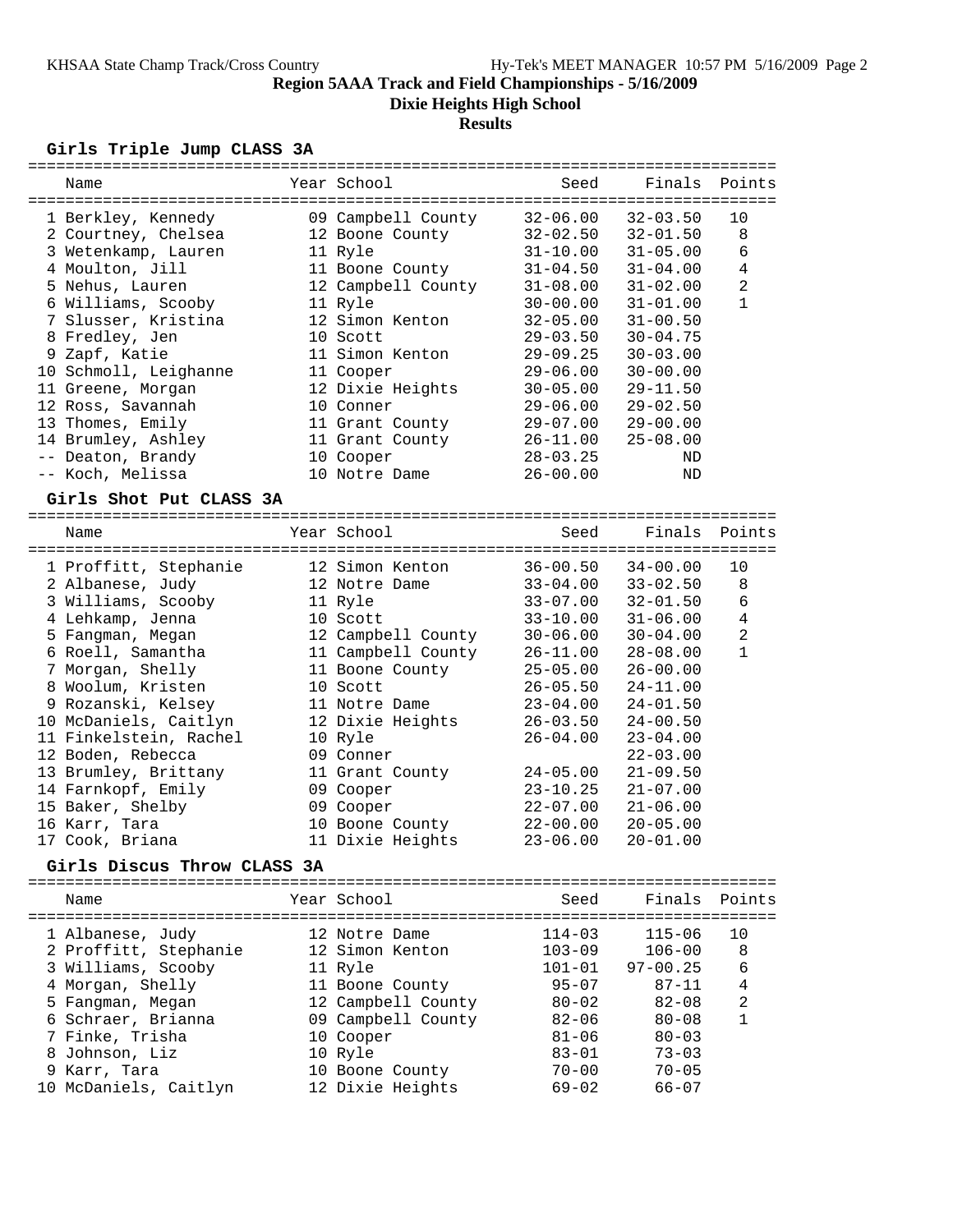# Region 5AAA Track and Field Championships - 5/16/2009

## Dixie Heights High School

### Results

#### Girls Triple Jump CLASS 3A

| Name | Year | School | Seed | Finals | Points |
|---|---|---|---|---|---|
| 1 Berkley, Kennedy | 09 | Campbell County | 32-06.00 | 32-03.50 | 10 |
| 2 Courtney, Chelsea | 12 | Boone County | 32-02.50 | 32-01.50 | 8 |
| 3 Wetenkamp, Lauren | 11 | Ryle | 31-10.00 | 31-05.00 | 6 |
| 4 Moulton, Jill | 11 | Boone County | 31-04.50 | 31-04.00 | 4 |
| 5 Nehus, Lauren | 12 | Campbell County | 31-08.00 | 31-02.00 | 2 |
| 6 Williams, Scooby | 11 | Ryle | 30-00.00 | 31-01.00 | 1 |
| 7 Slusser, Kristina | 12 | Simon Kenton | 32-05.00 | 31-00.50 | |
| 8 Fredley, Jen | 10 | Scott | 29-03.50 | 30-04.75 | |
| 9 Zapf, Katie | 11 | Simon Kenton | 29-09.25 | 30-03.00 | |
| 10 Schmoll, Leighanne | 11 | Cooper | 29-06.00 | 30-00.00 | |
| 11 Greene, Morgan | 12 | Dixie Heights | 30-05.00 | 29-11.50 | |
| 12 Ross, Savannah | 10 | Conner | 29-06.00 | 29-02.50 | |
| 13 Thomes, Emily | 11 | Grant County | 29-07.00 | 29-00.00 | |
| 14 Brumley, Ashley | 11 | Grant County | 26-11.00 | 25-08.00 | |
| -- Deaton, Brandy | 10 | Cooper | 28-03.25 | ND | |
| -- Koch, Melissa | 10 | Notre Dame | 26-00.00 | ND | |

#### Girls Shot Put CLASS 3A

| Name | Year | School | Seed | Finals | Points |
|---|---|---|---|---|---|
| 1 Proffitt, Stephanie | 12 | Simon Kenton | 36-00.50 | 34-00.00 | 10 |
| 2 Albanese, Judy | 12 | Notre Dame | 33-04.00 | 33-02.50 | 8 |
| 3 Williams, Scooby | 11 | Ryle | 33-07.00 | 32-01.50 | 6 |
| 4 Lehkamp, Jenna | 10 | Scott | 33-10.00 | 31-06.00 | 4 |
| 5 Fangman, Megan | 12 | Campbell County | 30-06.00 | 30-04.00 | 2 |
| 6 Roell, Samantha | 11 | Campbell County | 26-11.00 | 28-08.00 | 1 |
| 7 Morgan, Shelly | 11 | Boone County | 25-05.00 | 26-00.00 | |
| 8 Woolum, Kristen | 10 | Scott | 26-05.50 | 24-11.00 | |
| 9 Rozanski, Kelsey | 11 | Notre Dame | 23-04.00 | 24-01.50 | |
| 10 McDaniels, Caitlyn | 12 | Dixie Heights | 26-03.50 | 24-00.50 | |
| 11 Finkelstein, Rachel | 10 | Ryle | 26-04.00 | 23-04.00 | |
| 12 Boden, Rebecca | 09 | Conner | | 22-03.00 | |
| 13 Brumley, Brittany | 11 | Grant County | 24-05.00 | 21-09.50 | |
| 14 Farnkopf, Emily | 09 | Cooper | 23-10.25 | 21-07.00 | |
| 15 Baker, Shelby | 09 | Cooper | 22-07.00 | 21-06.00 | |
| 16 Karr, Tara | 10 | Boone County | 22-00.00 | 20-05.00 | |
| 17 Cook, Briana | 11 | Dixie Heights | 23-06.00 | 20-01.00 | |

#### Girls Discus Throw CLASS 3A

| Name | Year | School | Seed | Finals | Points |
|---|---|---|---|---|---|
| 1 Albanese, Judy | 12 | Notre Dame | 114-03 | 115-06 | 10 |
| 2 Proffitt, Stephanie | 12 | Simon Kenton | 103-09 | 106-00 | 8 |
| 3 Williams, Scooby | 11 | Ryle | 101-01 | 97-00.25 | 6 |
| 4 Morgan, Shelly | 11 | Boone County | 95-07 | 87-11 | 4 |
| 5 Fangman, Megan | 12 | Campbell County | 80-02 | 82-08 | 2 |
| 6 Schraer, Brianna | 09 | Campbell County | 82-06 | 80-08 | 1 |
| 7 Finke, Trisha | 10 | Cooper | 81-06 | 80-03 | |
| 8 Johnson, Liz | 10 | Ryle | 83-01 | 73-03 | |
| 9 Karr, Tara | 10 | Boone County | 70-00 | 70-05 | |
| 10 McDaniels, Caitlyn | 12 | Dixie Heights | 69-02 | 66-07 | |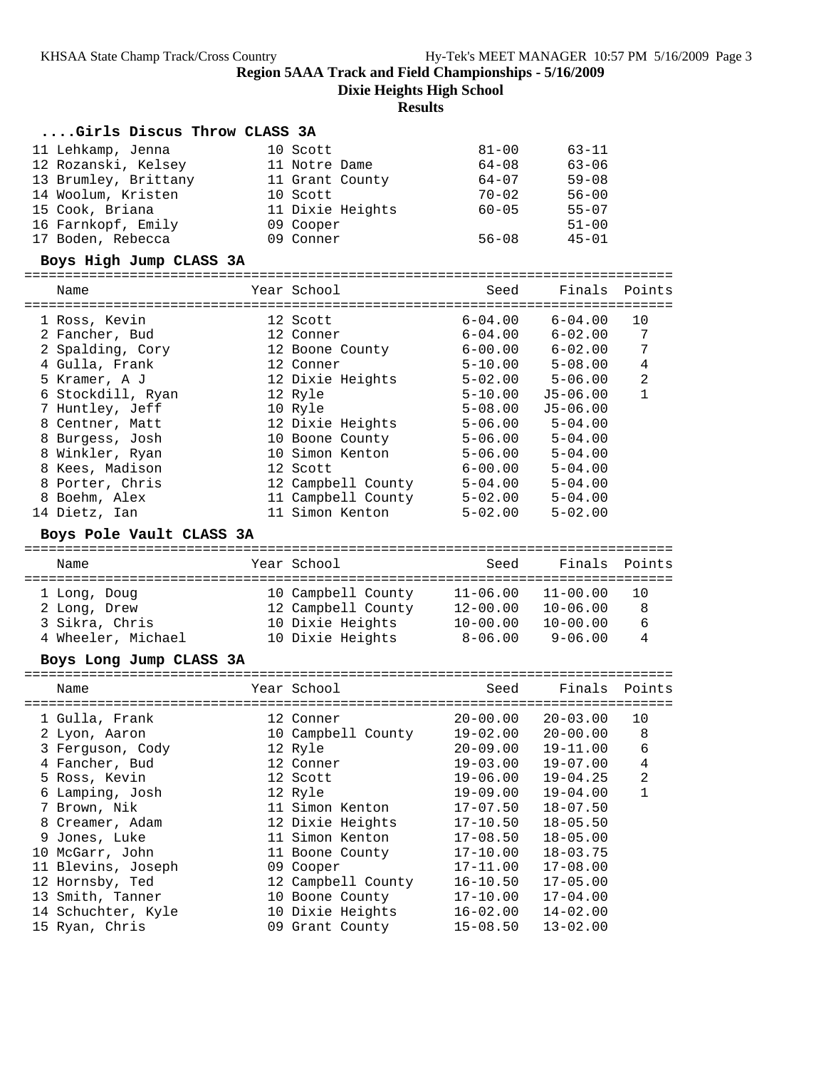## Region 5AAA Track and Field Championships - 5/16/2009

**Dixie Heights High School**

**Results**

### ....Girls Discus Throw CLASS 3A

| Place | Name | Year | School | Seed | Finals |
|---|---|---|---|---|---|
| 11 | Lehkamp, Jenna | 10 | Scott | 81-00 | 63-11 |
| 12 | Rozanski, Kelsey | 11 | Notre Dame | 64-08 | 63-06 |
| 13 | Brumley, Brittany | 11 | Grant County | 64-07 | 59-08 |
| 14 | Woolum, Kristen | 10 | Scott | 70-02 | 56-00 |
| 15 | Cook, Briana | 11 | Dixie Heights | 60-05 | 55-07 |
| 16 | Farnkopf, Emily | 09 | Cooper | | 51-00 |
| 17 | Boden, Rebecca | 09 | Conner | 56-08 | 45-01 |

### Boys High Jump CLASS 3A

| Place | Name | Year | School | Seed | Finals | Points |
|---|---|---|---|---|---|---|
| 1 | Ross, Kevin | 12 | Scott | 6-04.00 | 6-04.00 | 10 |
| 2 | Fancher, Bud | 12 | Conner | 6-04.00 | 6-02.00 | 7 |
| 2 | Spalding, Cory | 12 | Boone County | 6-00.00 | 6-02.00 | 7 |
| 4 | Gulla, Frank | 12 | Conner | 5-10.00 | 5-08.00 | 4 |
| 5 | Kramer, A J | 12 | Dixie Heights | 5-02.00 | 5-06.00 | 2 |
| 6 | Stockdill, Ryan | 12 | Ryle | 5-10.00 | J5-06.00 | 1 |
| 7 | Huntley, Jeff | 10 | Ryle | 5-08.00 | J5-06.00 | |
| 8 | Centner, Matt | 12 | Dixie Heights | 5-06.00 | 5-04.00 | |
| 8 | Burgess, Josh | 10 | Boone County | 5-06.00 | 5-04.00 | |
| 8 | Winkler, Ryan | 10 | Simon Kenton | 5-06.00 | 5-04.00 | |
| 8 | Kees, Madison | 12 | Scott | 6-00.00 | 5-04.00 | |
| 8 | Porter, Chris | 12 | Campbell County | 5-04.00 | 5-04.00 | |
| 8 | Boehm, Alex | 11 | Campbell County | 5-02.00 | 5-04.00 | |
| 14 | Dietz, Ian | 11 | Simon Kenton | 5-02.00 | 5-02.00 | |

### Boys Pole Vault CLASS 3A

| Place | Name | Year | School | Seed | Finals | Points |
|---|---|---|---|---|---|---|
| 1 | Long, Doug | 10 | Campbell County | 11-06.00 | 11-00.00 | 10 |
| 2 | Long, Drew | 12 | Campbell County | 12-00.00 | 10-06.00 | 8 |
| 3 | Sikra, Chris | 10 | Dixie Heights | 10-00.00 | 10-00.00 | 6 |
| 4 | Wheeler, Michael | 10 | Dixie Heights | 8-06.00 | 9-06.00 | 4 |

### Boys Long Jump CLASS 3A

| Place | Name | Year | School | Seed | Finals | Points |
|---|---|---|---|---|---|---|
| 1 | Gulla, Frank | 12 | Conner | 20-00.00 | 20-03.00 | 10 |
| 2 | Lyon, Aaron | 10 | Campbell County | 19-02.00 | 20-00.00 | 8 |
| 3 | Ferguson, Cody | 12 | Ryle | 20-09.00 | 19-11.00 | 6 |
| 4 | Fancher, Bud | 12 | Conner | 19-03.00 | 19-07.00 | 4 |
| 5 | Ross, Kevin | 12 | Scott | 19-06.00 | 19-04.25 | 2 |
| 6 | Lamping, Josh | 12 | Ryle | 19-09.00 | 19-04.00 | 1 |
| 7 | Brown, Nik | 11 | Simon Kenton | 17-07.50 | 18-07.50 | |
| 8 | Creamer, Adam | 12 | Dixie Heights | 17-10.50 | 18-05.50 | |
| 9 | Jones, Luke | 11 | Simon Kenton | 17-08.50 | 18-05.00 | |
| 10 | McGarr, John | 11 | Boone County | 17-10.00 | 18-03.75 | |
| 11 | Blevins, Joseph | 09 | Cooper | 17-11.00 | 17-08.00 | |
| 12 | Hornsby, Ted | 12 | Campbell County | 16-10.50 | 17-05.00 | |
| 13 | Smith, Tanner | 10 | Boone County | 17-10.00 | 17-04.00 | |
| 14 | Schuchter, Kyle | 10 | Dixie Heights | 16-02.00 | 14-02.00 | |
| 15 | Ryan, Chris | 09 | Grant County | 15-08.50 | 13-02.00 | |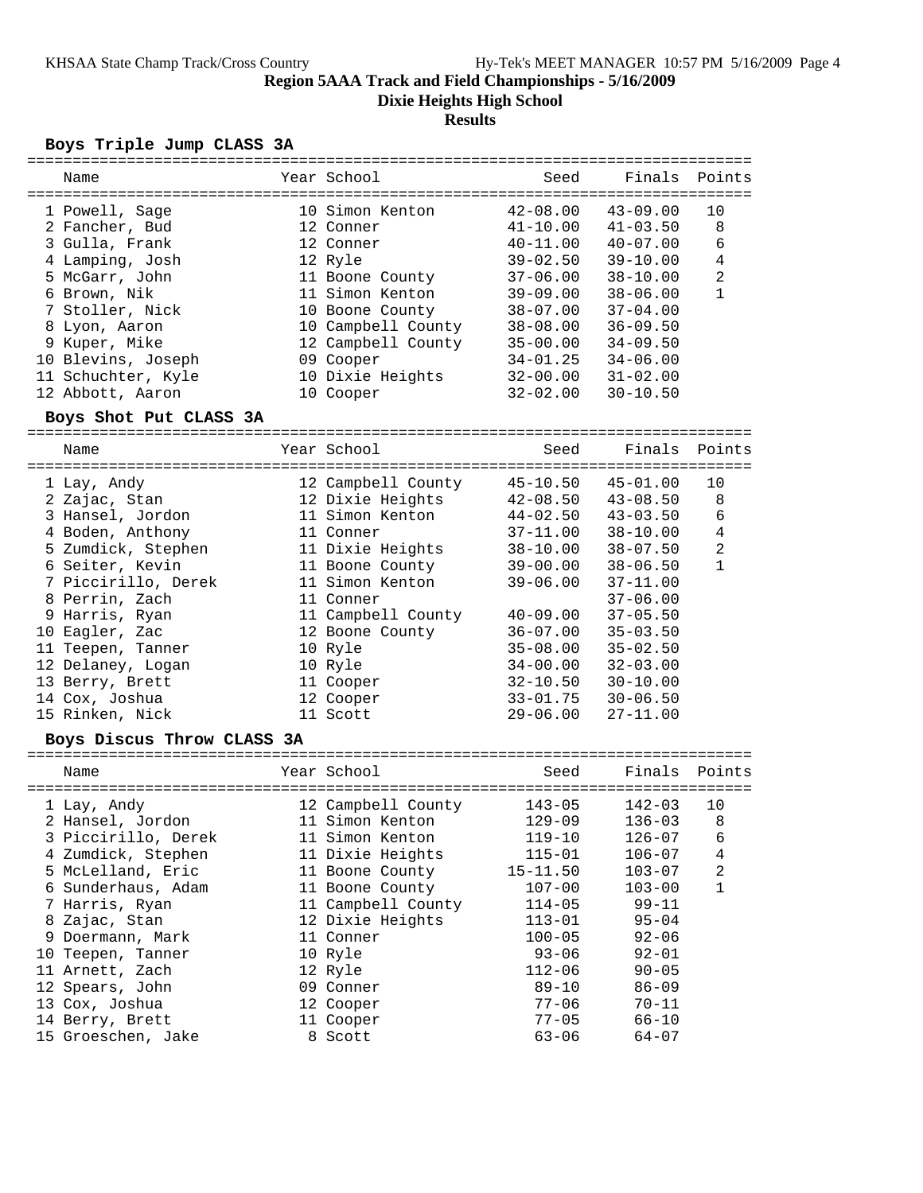## Region 5AAA Track and Field Championships - 5/16/2009

### Dixie Heights High School

### Results

**Boys Triple Jump CLASS 3A**

| | Name | Year | School | Seed | Finals | Points |
|---|---|---|---|---|---|---|
| 1 | Powell, Sage | 10 | Simon Kenton | 42-08.00 | 43-09.00 | 10 |
| 2 | Fancher, Bud | 12 | Conner | 41-10.00 | 41-03.50 | 8 |
| 3 | Gulla, Frank | 12 | Conner | 40-11.00 | 40-07.00 | 6 |
| 4 | Lamping, Josh | 12 | Ryle | 39-02.50 | 39-10.00 | 4 |
| 5 | McGarr, John | 11 | Boone County | 37-06.00 | 38-10.00 | 2 |
| 6 | Brown, Nik | 11 | Simon Kenton | 39-09.00 | 38-06.00 | 1 |
| 7 | Stoller, Nick | 10 | Boone County | 38-07.00 | 37-04.00 | |
| 8 | Lyon, Aaron | 10 | Campbell County | 38-08.00 | 36-09.50 | |
| 9 | Kuper, Mike | 12 | Campbell County | 35-00.00 | 34-09.50 | |
| 10 | Blevins, Joseph | 09 | Cooper | 34-01.25 | 34-06.00 | |
| 11 | Schuchter, Kyle | 10 | Dixie Heights | 32-00.00 | 31-02.00 | |
| 12 | Abbott, Aaron | 10 | Cooper | 32-02.00 | 30-10.50 | |

**Boys Shot Put CLASS 3A**

| | Name | Year | School | Seed | Finals | Points |
|---|---|---|---|---|---|---|
| 1 | Lay, Andy | 12 | Campbell County | 45-10.50 | 45-01.00 | 10 |
| 2 | Zajac, Stan | 12 | Dixie Heights | 42-08.50 | 43-08.50 | 8 |
| 3 | Hansel, Jordon | 11 | Simon Kenton | 44-02.50 | 43-03.50 | 6 |
| 4 | Boden, Anthony | 11 | Conner | 37-11.00 | 38-10.00 | 4 |
| 5 | Zumdick, Stephen | 11 | Dixie Heights | 38-10.00 | 38-07.50 | 2 |
| 6 | Seiter, Kevin | 11 | Boone County | 39-00.00 | 38-06.50 | 1 |
| 7 | Piccirillo, Derek | 11 | Simon Kenton | 39-06.00 | 37-11.00 | |
| 8 | Perrin, Zach | 11 | Conner | | 37-06.00 | |
| 9 | Harris, Ryan | 11 | Campbell County | 40-09.00 | 37-05.50 | |
| 10 | Eagler, Zac | 12 | Boone County | 36-07.00 | 35-03.50 | |
| 11 | Teepen, Tanner | 10 | Ryle | 35-08.00 | 35-02.50 | |
| 12 | Delaney, Logan | 10 | Ryle | 34-00.00 | 32-03.00 | |
| 13 | Berry, Brett | 11 | Cooper | 32-10.50 | 30-10.00 | |
| 14 | Cox, Joshua | 12 | Cooper | 33-01.75 | 30-06.50 | |
| 15 | Rinken, Nick | 11 | Scott | 29-06.00 | 27-11.00 | |

**Boys Discus Throw CLASS 3A**

| | Name | Year | School | Seed | Finals | Points |
|---|---|---|---|---|---|---|
| 1 | Lay, Andy | 12 | Campbell County | 143-05 | 142-03 | 10 |
| 2 | Hansel, Jordon | 11 | Simon Kenton | 129-09 | 136-03 | 8 |
| 3 | Piccirillo, Derek | 11 | Simon Kenton | 119-10 | 126-07 | 6 |
| 4 | Zumdick, Stephen | 11 | Dixie Heights | 115-01 | 106-07 | 4 |
| 5 | McLelland, Eric | 11 | Boone County | 15-11.50 | 103-07 | 2 |
| 6 | Sunderhaus, Adam | 11 | Boone County | 107-00 | 103-00 | 1 |
| 7 | Harris, Ryan | 11 | Campbell County | 114-05 | 99-11 | |
| 8 | Zajac, Stan | 12 | Dixie Heights | 113-01 | 95-04 | |
| 9 | Doermann, Mark | 11 | Conner | 100-05 | 92-06 | |
| 10 | Teepen, Tanner | 10 | Ryle | 93-06 | 92-01 | |
| 11 | Arnett, Zach | 12 | Ryle | 112-06 | 90-05 | |
| 12 | Spears, John | 09 | Conner | 89-10 | 86-09 | |
| 13 | Cox, Joshua | 12 | Cooper | 77-06 | 70-11 | |
| 14 | Berry, Brett | 11 | Cooper | 77-05 | 66-10 | |
| 15 | Groeschen, Jake | 8 | Scott | 63-06 | 64-07 | |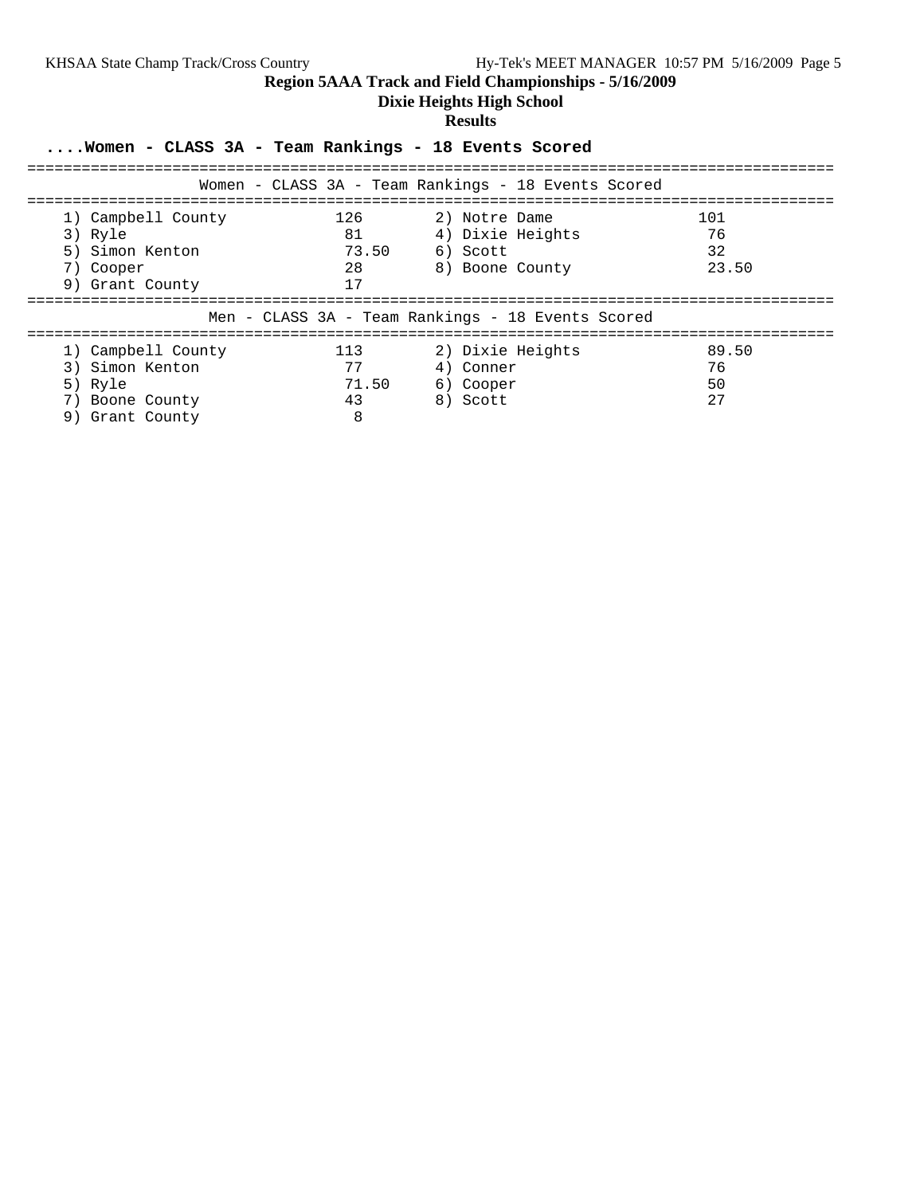# Region 5AAA Track and Field Championships - 5/16/2009

## Dixie Heights High School

### Results

**....Women - CLASS 3A - Team Rankings - 18 Events Scored**

**Women - CLASS 3A - Team Rankings - 18 Events Scored**

| | | | |
|---|---|---|---|
| 1) Campbell County | 126 | 2) Notre Dame | 101 |
| 3) Ryle | 81 | 4) Dixie Heights | 76 |
| 5) Simon Kenton | 73.50 | 6) Scott | 32 |
| 7) Cooper | 28 | 8) Boone County | 23.50 |
| 9) Grant County | 17 | | |

**Men - CLASS 3A - Team Rankings - 18 Events Scored**

| | | | |
|---|---|---|---|
| 1) Campbell County | 113 | 2) Dixie Heights | 89.50 |
| 3) Simon Kenton | 77 | 4) Conner | 76 |
| 5) Ryle | 71.50 | 6) Cooper | 50 |
| 7) Boone County | 43 | 8) Scott | 27 |
| 9) Grant County | 8 | | |